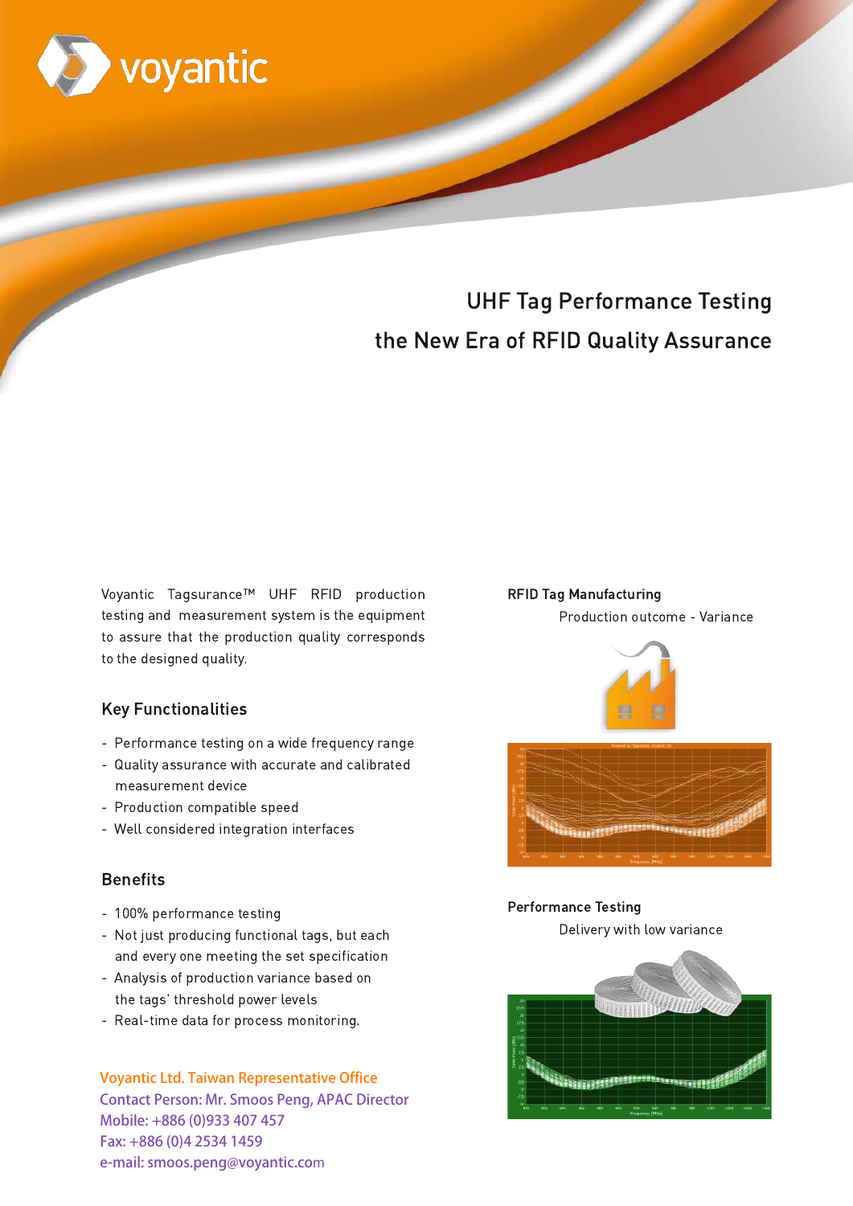voyantic

# UHF Tag Performance Testing

# the New Era of RFID Quality Assurance

Voyantic Tagsurance™ UHF RFID production testing and measurement system is the equipment to assure that the production quality corresponds to the designed quality.

## Key Functionalities

- Performance testing on a wide frequency range
- Quality assurance with accurate and calibrated measurement device
- Production compatible speed
- Well considered integration interfaces

## Benefits

- 100% performance testing
- Not just producing functional tags, but each and every one meeting the set specification
- Analysis of production variance based on the tags' threshold power levels
- Real-time data for process monitoring.

**RFID Tag Manufacturing**

Production outcome - Variance

**Performance Testing**

Delivery with low variance

Voyantic Ltd. Taiwan Representative Office
Contact Person: Mr. Smoos Peng, APAC Director
Mobile: +886 (0)933 407 457
Fax: +886 (0)4 2534 1459
e-mail: smoos.peng@voyantic.com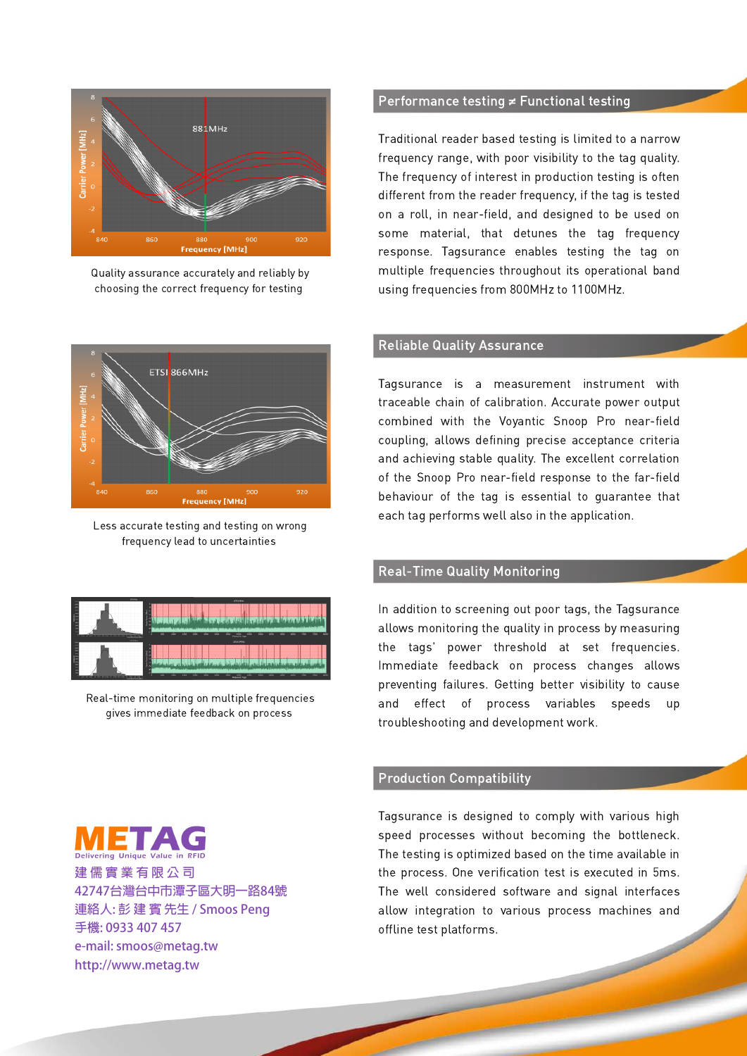Carrier Power [MHz]

8
6
4
2
0
-2
-4

881MHz

840
860
880
900
920

Frequency [MHz]

Quality assurance accurately and reliably by choosing the correct frequency for testing

Carrier Power [MHz]

8
6
4
2
0
-2
-4

ETSI 866MHz

840
860
880
900
920

Frequency [MHz]

Less accurate testing and testing on wrong frequency lead to uncertainties

Real-time monitoring on multiple frequencies gives immediate feedback on process

## Performance testing ≠ Functional testing

Traditional reader based testing is limited to a narrow frequency range, with poor visibility to the tag quality. The frequency of interest in production testing is often different from the reader frequency, if the tag is tested on a roll, in near-field, and designed to be used on some material, that detunes the tag frequency response. Tagsurance enables testing the tag on multiple frequencies throughout its operational band using frequencies from 800MHz to 1100MHz.

## Reliable Quality Assurance

Tagsurance is a measurement instrument with traceable chain of calibration. Accurate power output combined with the Voyantic Snoop Pro near-field coupling, allows defining precise acceptance criteria and achieving stable quality. The excellent correlation of the Snoop Pro near-field response to the far-field behaviour of the tag is essential to guarantee that each tag performs well also in the application.

## Real-Time Quality Monitoring

In addition to screening out poor tags, the Tagsurance allows monitoring the quality in process by measuring the tags' power threshold at set frequencies. Immediate feedback on process changes allows preventing failures. Getting better visibility to cause and effect of process variables speeds up troubleshooting and development work.

## Production Compatibility

Tagsurance is designed to comply with various high speed processes without becoming the bottleneck. The testing is optimized based on the time available in the process. One verification test is executed in 5ms. The well considered software and signal interfaces allow integration to various process machines and offline test platforms.

**METAG**
Delivering Unique Value in RFID

建儒實業有限公司
42747台灣台中市潭子區大明一路84號
連絡人: 彭建賓 先生 / Smoos Peng
手機: 0933 407 457
e-mail: smoos@metag.tw
http://www.metag.tw